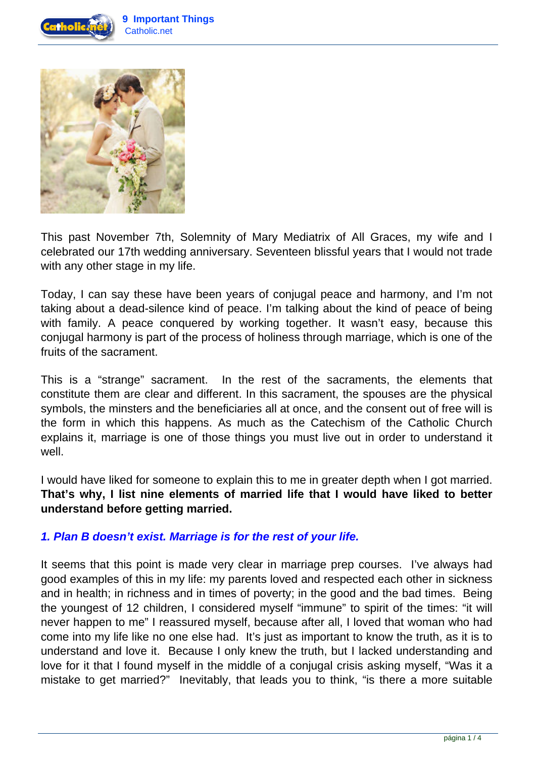This past November 7th, Solemnity of Mary Mediatrix of All Graces, my wife and I celebrated our 17th wedding anniversary. Seventeen blissful years that I would not trade with any other stage in my life.

Today, I can say these have been years of conjugal peace and harmony, and I'm not taking about a dead-silence kind of peace. I'm talking about the kind of peace of being with family. A peace conquered by working together. It wasn't easy, because this conjugal harmony is part of the process of holiness through marriage, which is one of the fruits of the sacrament.

This is a "strange" sacrament. In the rest of the sacraments, the elements that constitute them are clear and different. In this sacrament, the spouses are the physical symbols, the minsters and the beneficiaries all at once, and the consent out of free will is the form in which this happens. As much as the Catechism of the Catholic Church explains it, marriage is one of those things you must live out in order to understand it well.

I would have liked for someone to explain this to me in greater depth when I got married. **That's why, I list nine elements of married life that I would have liked to better understand before getting married.**

### ***1. Plan B doesn't exist. Marriage is for the rest of your life.***

It seems that this point is made very clear in marriage prep courses. I've always had good examples of this in my life: my parents loved and respected each other in sickness and in health; in richness and in times of poverty; in the good and the bad times. Being the youngest of 12 children, I considered myself "immune" to spirit of the times: "it will never happen to me" I reassured myself, because after all, I loved that woman who had come into my life like no one else had. It's just as important to know the truth, as it is to understand and love it. Because I only knew the truth, but I lacked understanding and love for it that I found myself in the middle of a conjugal crisis asking myself, "Was it a mistake to get married?" Inevitably, that leads you to think, "is there a more suitable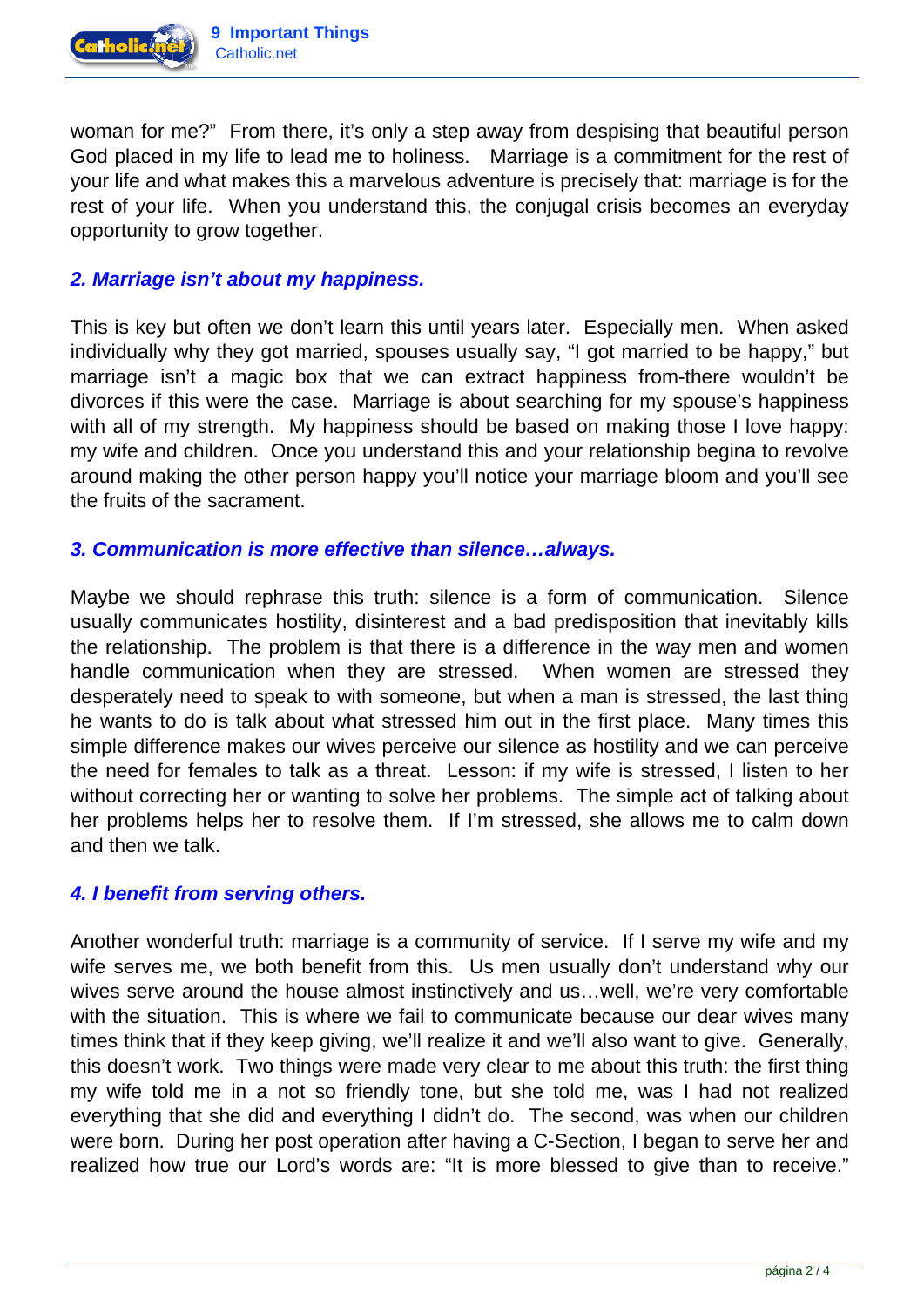woman for me?" From there, it's only a step away from despising that beautiful person God placed in my life to lead me to holiness. Marriage is a commitment for the rest of your life and what makes this a marvelous adventure is precisely that: marriage is for the rest of your life. When you understand this, the conjugal crisis becomes an everyday opportunity to grow together.

### *2. Marriage isn't about my happiness.*

This is key but often we don't learn this until years later. Especially men. When asked individually why they got married, spouses usually say, "I got married to be happy," but marriage isn't a magic box that we can extract happiness from-there wouldn't be divorces if this were the case. Marriage is about searching for my spouse's happiness with all of my strength. My happiness should be based on making those I love happy: my wife and children. Once you understand this and your relationship begina to revolve around making the other person happy you'll notice your marriage bloom and you'll see the fruits of the sacrament.

### *3. Communication is more effective than silence…always.*

Maybe we should rephrase this truth: silence is a form of communication. Silence usually communicates hostility, disinterest and a bad predisposition that inevitably kills the relationship. The problem is that there is a difference in the way men and women handle communication when they are stressed. When women are stressed they desperately need to speak to with someone, but when a man is stressed, the last thing he wants to do is talk about what stressed him out in the first place. Many times this simple difference makes our wives perceive our silence as hostility and we can perceive the need for females to talk as a threat. Lesson: if my wife is stressed, I listen to her without correcting her or wanting to solve her problems. The simple act of talking about her problems helps her to resolve them. If I'm stressed, she allows me to calm down and then we talk.

### *4. I benefit from serving others.*

Another wonderful truth: marriage is a community of service. If I serve my wife and my wife serves me, we both benefit from this. Us men usually don't understand why our wives serve around the house almost instinctively and us…well, we're very comfortable with the situation. This is where we fail to communicate because our dear wives many times think that if they keep giving, we'll realize it and we'll also want to give. Generally, this doesn't work. Two things were made very clear to me about this truth: the first thing my wife told me in a not so friendly tone, but she told me, was I had not realized everything that she did and everything I didn't do. The second, was when our children were born. During her post operation after having a C-Section, I began to serve her and realized how true our Lord's words are: "It is more blessed to give than to receive."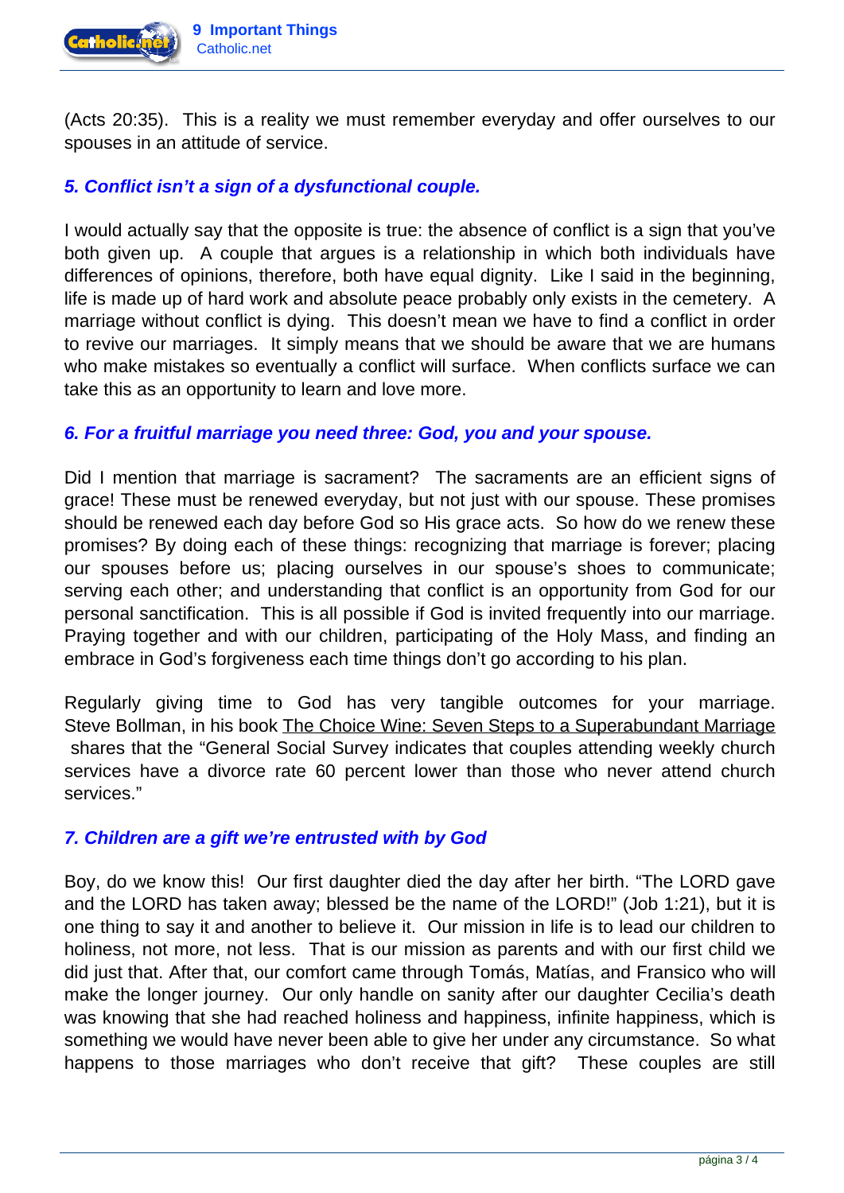(Acts 20:35). This is a reality we must remember everyday and offer ourselves to our spouses in an attitude of service.

### *5. Conflict isn't a sign of a dysfunctional couple.*

I would actually say that the opposite is true: the absence of conflict is a sign that you've both given up. A couple that argues is a relationship in which both individuals have differences of opinions, therefore, both have equal dignity. Like I said in the beginning, life is made up of hard work and absolute peace probably only exists in the cemetery. A marriage without conflict is dying. This doesn't mean we have to find a conflict in order to revive our marriages. It simply means that we should be aware that we are humans who make mistakes so eventually a conflict will surface. When conflicts surface we can take this as an opportunity to learn and love more.

### *6. For a fruitful marriage you need three: God, you and your spouse.*

Did I mention that marriage is sacrament? The sacraments are an efficient signs of grace! These must be renewed everyday, but not just with our spouse. These promises should be renewed each day before God so His grace acts. So how do we renew these promises? By doing each of these things: recognizing that marriage is forever; placing our spouses before us; placing ourselves in our spouse's shoes to communicate; serving each other; and understanding that conflict is an opportunity from God for our personal sanctification. This is all possible if God is invited frequently into our marriage. Praying together and with our children, participating of the Holy Mass, and finding an embrace in God's forgiveness each time things don't go according to his plan.

Regularly giving time to God has very tangible outcomes for your marriage. Steve Bollman, in his book The Choice Wine: Seven Steps to a Superabundant Marriage shares that the "General Social Survey indicates that couples attending weekly church services have a divorce rate 60 percent lower than those who never attend church services."

### *7. Children are a gift we're entrusted with by God*

Boy, do we know this! Our first daughter died the day after her birth. "The LORD gave and the LORD has taken away; blessed be the name of the LORD!" (Job 1:21), but it is one thing to say it and another to believe it. Our mission in life is to lead our children to holiness, not more, not less. That is our mission as parents and with our first child we did just that. After that, our comfort came through Tomás, Matías, and Fransico who will make the longer journey. Our only handle on sanity after our daughter Cecilia's death was knowing that she had reached holiness and happiness, infinite happiness, which is something we would have never been able to give her under any circumstance. So what happens to those marriages who don't receive that gift? These couples are still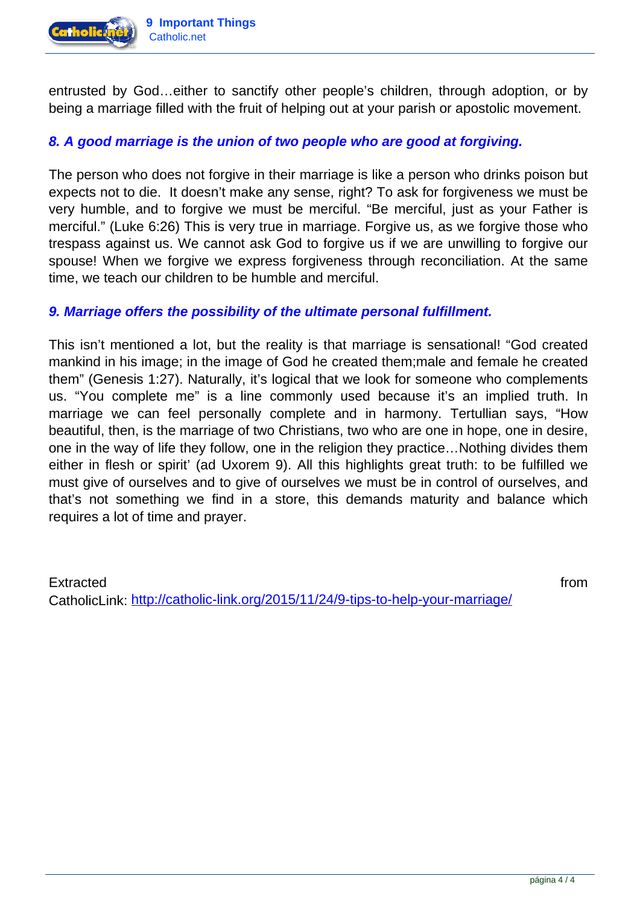entrusted by God…either to sanctify other people's children, through adoption, or by being a marriage filled with the fruit of helping out at your parish or apostolic movement.

### *8. A good marriage is the union of two people who are good at forgiving.*

The person who does not forgive in their marriage is like a person who drinks poison but expects not to die. It doesn't make any sense, right? To ask for forgiveness we must be very humble, and to forgive we must be merciful. "Be merciful, just as your Father is merciful." (Luke 6:26) This is very true in marriage. Forgive us, as we forgive those who trespass against us. We cannot ask God to forgive us if we are unwilling to forgive our spouse! When we forgive we express forgiveness through reconciliation. At the same time, we teach our children to be humble and merciful.

### *9. Marriage offers the possibility of the ultimate personal fulfillment.*

This isn't mentioned a lot, but the reality is that marriage is sensational! "God created mankind in his image; in the image of God he created them;male and female he created them" (Genesis 1:27). Naturally, it's logical that we look for someone who complements us. "You complete me" is a line commonly used because it's an implied truth. In marriage we can feel personally complete and in harmony. Tertullian says, "How beautiful, then, is the marriage of two Christians, two who are one in hope, one in desire, one in the way of life they follow, one in the religion they practice…Nothing divides them either in flesh or spirit' (ad Uxorem 9). All this highlights great truth: to be fulfilled we must give of ourselves and to give of ourselves we must be in control of ourselves, and that's not something we find in a store, this demands maturity and balance which requires a lot of time and prayer.

Extracted from CatholicLink: http://catholic-link.org/2015/11/24/9-tips-to-help-your-marriage/